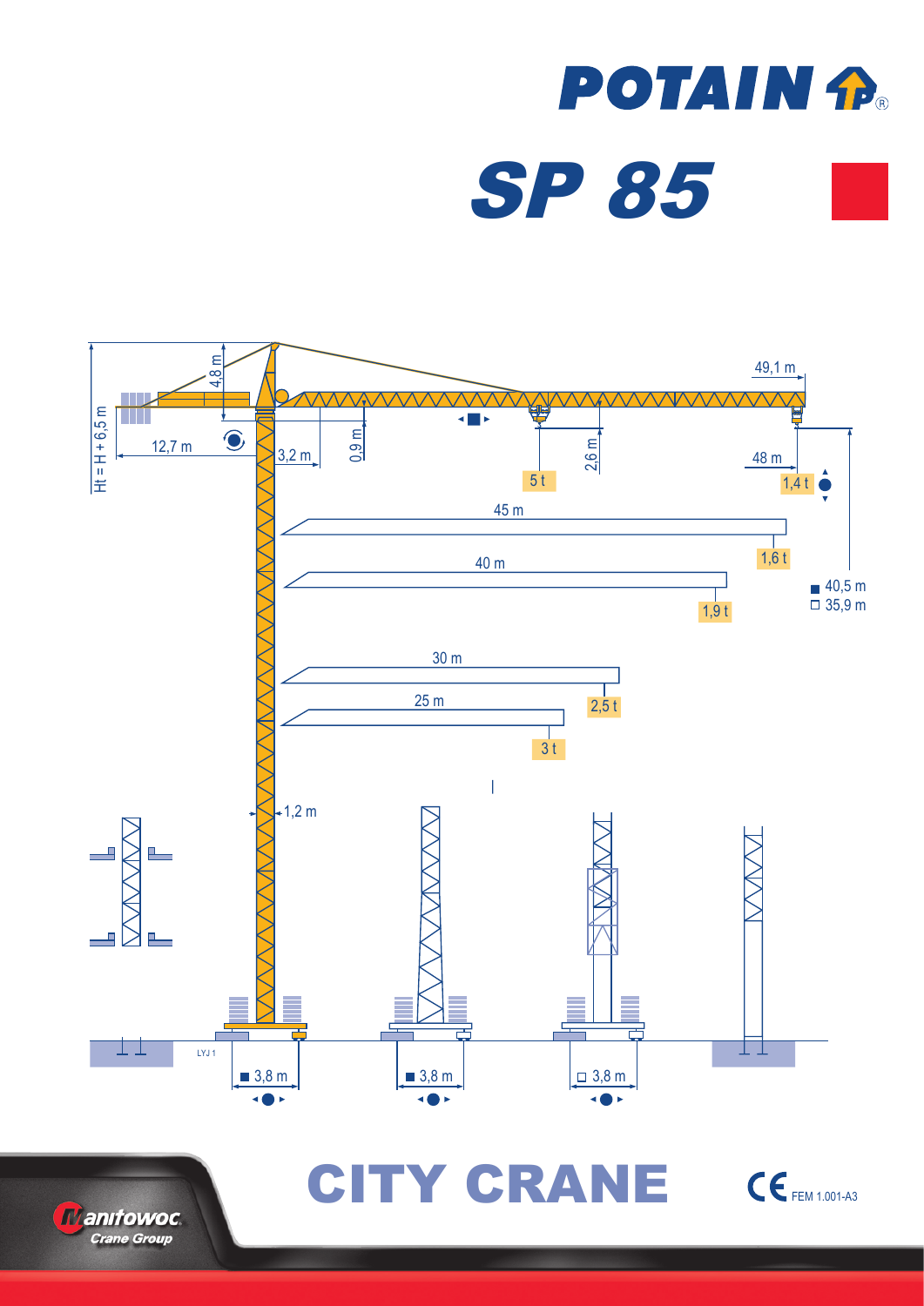# POTAIN

# SP 85

Ht = H + 6,5 m

4,8 m

12,7 m

3,2 m

0,9 m

2,6 m

49,1 m

48 m

5 t

1,4 t

45 m

1,6 t

40 m

1,9 t

■ 40,5 m
□ 35,9 m

30 m

2,5 t

25 m

3 t

1,2 m

LYJ 1

■ 3,8 m

■ 3,8 m

□ 3,8 m

# CITY CRANE

CE FEM 1.001-A3

Manitowoc Crane Group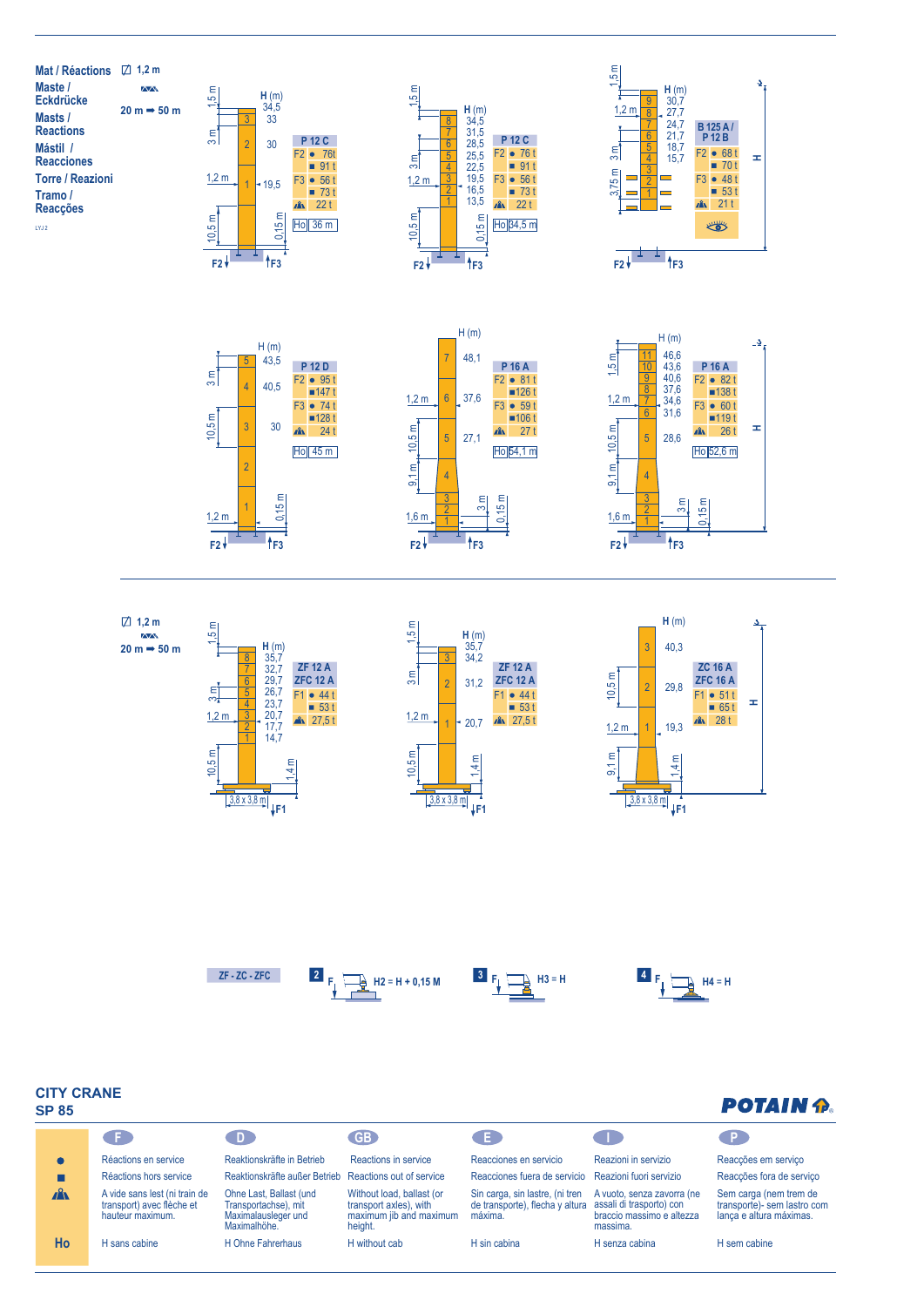# Mat / Réactions
## Maste / Eckdrücke
## Masts / Reactions
## Mástil / Reacciones
## Torre / Reazioni
## Tramo / Reacções

LYJ 2

⊠ 1,2 m

20 m ➡ 50 m

### P 12 C (Ho 36 m)

| H (m) | Section |
|---|---|
| 34,5 | |
| 33 | 3 |
| 30 | 2 |
| 19,5 | 1 |

1,5 m · 3 m · 1,2 m · 10,5 m · 0,15 m

| P 12 C | | |
|---|---|---|
| F2 | ● | 76t |
| | ■ | 91 t |
| F3 | ● | 56 t |
| | ■ | 73 t |
| ⚠ | | 22 t |
| Ho | | 36 m |

### P 12 C (Ho 34,5 m)

| H (m) | Section |
|---|---|
| 34,5 | 8 |
| 31,5 | 7 |
| 28,5 | 6 |
| 25,5 | 5 |
| 22,5 | 4 |
| 19,5 | 3 |
| 16,5 | 2 |
| 13,5 | 1 |

1,5 m · 3 m · 1,2 m · 10,5 m · 0,15 m

| P 12 C | | |
|---|---|---|
| F2 | ● | 76 t |
| | ■ | 91 t |
| F3 | ● | 56 t |
| | ■ | 73 t |
| ⚠ | | 22 t |
| Ho | | 34,5 m |

### B 125 A / P 12 B

| H (m) | Section |
|---|---|
| 30,7 | 9 |
| 27,7 | 8 |
| 24,7 | 7 |
| 21,7 | 6 |
| 18,7 | 5 |
| 15,7 | 4 |
| | 3 |
| | 2 |
| | 1 |

1,5 m · 1,2 m · 3 m · 3,75 m

| B 125 A / P 12 B | | |
|---|---|---|
| F2 | ● | 68 t |
| | ■ | 70 t |
| F3 | ● | 48 t |
| | ■ | 53 t |
| ⚠ | | 21 t |

### P 12 D

| H (m) | Section |
|---|---|
| 43,5 | 5 |
| 40,5 | 4 |
| 30 | 3 |
| | 2 |
| | 1 |

3 m · 10,5 m · 1,2 m · 0,15 m

| P 12 D | | |
|---|---|---|
| F2 | ● | 95 t |
| | ■ | 147 t |
| F3 | ● | 74 t |
| | ■ | 128 t |
| ⚠ | | 24 t |
| Ho | | 45 m |

### P 16 A (Ho 54,1 m)

| H (m) | Section |
|---|---|
| 48,1 | 7 |
| 37,6 | 6 |
| 27,1 | 5 |
| | 4 |
| | 3 |
| | 2 |
| | 1 |

1,2 m · 10,5 m · 9,1 m · 1,6 m · 3 m · 0,15 m

| P 16 A | | |
|---|---|---|
| F2 | ● | 81 t |
| | ■ | 126 t |
| F3 | ● | 59 t |
| | ■ | 106 t |
| ⚠ | | 27 t |
| Ho | | 54,1 m |

### P 16 A (Ho 52,6 m)

| H (m) | Section |
|---|---|
| 46,6 | 11 |
| 43,6 | 10 |
| 40,6 | 9 |
| 37,6 | 8 |
| 34,6 | 7 |
| 31,6 | 6 |
| 28,6 | 5 |
| | 4 |
| | 3 |
| | 2 |
| | 1 |

1,5 m · 1,2 m · 10,5 m · 9,1 m · 1,6 m · 3 m · 0,15 m

| P 16 A | | |
|---|---|---|
| F2 | ● | 82 t |
| | ■ | 138 t |
| F3 | ● | 60 t |
| | ■ | 119 t |
| ⚠ | | 26 t |
| Ho | | 52,6 m |

⊠ 1,2 m

20 m ➡ 50 m

### ZF 12 A / ZFC 12 A (8 sections)

| H (m) | Section |
|---|---|
| 35,7 | 8 |
| 32,7 | 7 |
| 29,7 | 6 |
| 26,7 | 5 |
| 23,7 | 4 |
| 20,7 | 3 |
| 17,7 | 2 |
| 14,7 | 1 |

1,5 m · 3 m · 1,2 m · 10,5 m · 1,4 m · 3,8 x 3,8 m

| ZF 12 A / ZFC 12 A | | |
|---|---|---|
| F1 | ● | 44 t |
| | ■ | 53 t |
| ⚠ | | 27,5 t |

### ZF 12 A / ZFC 12 A (3 sections)

| H (m) | Section |
|---|---|
| 35,7 | |
| 34,2 | 3 |
| 31,2 | 2 |
| 20,7 | 1 |

1,5 m · 3 m · 1,2 m · 10,5 m · 1,4 m · 3,8 x 3,8 m

| ZF 12 A / ZFC 12 A | | |
|---|---|---|
| F1 | ● | 44 t |
| | ■ | 53 t |
| ⚠ | | 27,5 t |

### ZC 16 A / ZFC 16 A

| H (m) | Section |
|---|---|
| 40,3 | 3 |
| 29,8 | 2 |
| 19,3 | 1 |

10,5 m · 1,2 m · 9,1 m · 1,4 m · 3,8 x 3,8 m

| ZC 16 A / ZFC 16 A | | |
|---|---|---|
| F1 | ● | 51 t |
| | ■ | 65 t |
| ⚠ | | 28 t |

ZF - ZC - ZFC

2 F — H2 = H + 0,15 M

3 F — H3 = H

4 F — H4 = H

## CITY CRANE SP 85

POTAIN

| | F | D | GB | E | I | P |
|---|---|---|---|---|---|---|
| ● | Réactions en service | Reaktionskräfte in Betrieb | Reactions in service | Reacciones en servicio | Reazioni in servizio | Reacções em serviço |
| ■ | Réactions hors service | Reaktionskräfte außer Betrieb | Reactions out of service | Reacciones fuera de servicio | Reazioni fuori servizio | Reacções fora de serviço |
| ⚠ | A vide sans lest (ni train de transport) avec flèche et hauteur maximum. | Ohne Last, Ballast (und Transportachse), mit Maximalausleger und Maximalhöhe. | Without load, ballast (or transport axles), with maximum jib and maximum height. | Sin carga, sin lastre, (ni tren de transporte), flecha y altura máxima. | A vuoto, senza zavorra (ne assali di trasporto) con braccio massimo e altezza massima. | Sem carga (nem trem de transporte)- sem lastro com lança e altura máximas. |
| Ho | H sans cabine | H Ohne Fahrerhaus | H without cab | H sin cabina | H senza cabina | H sem cabine |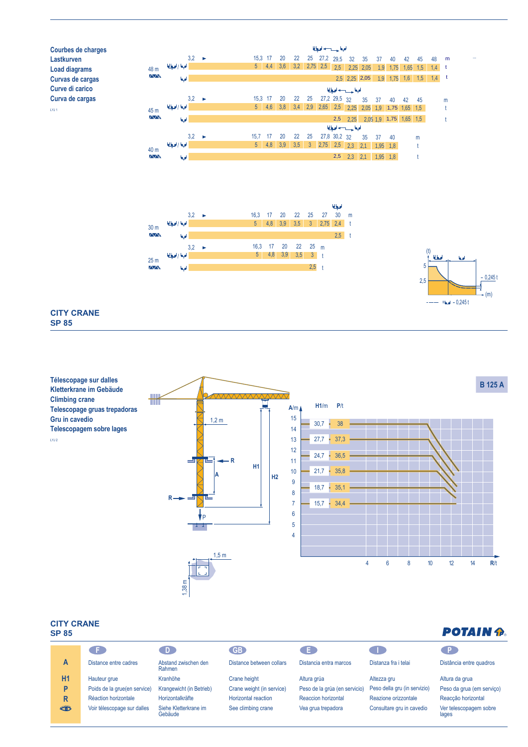## Courbes de charges
## Lastkurven
## Load diagrams
## Curvas de cargas
## Curve di carico
## Curva de cargas

LYJ 1

**48 m**

| | 3,2 | 15,3 | 17 | 20 | 22 | 25 | 27,2 | 29,5 | 32 | 35 | 37 | 40 | 42 | 45 | 48 | m |
|---|---|---|---|---|---|---|---|---|---|---|---|---|---|---|---|---|
| | | 5 | 4,4 | 3,6 | 3,2 | 2,75 | 2,5 | 2,5 | 2,25 | 2,05 | 1,9 | 1,75 | 1,65 | 1,5 | 1,4 | t |
| | | | | | | | | 2,5 | 2,25 | 2,05 | 1,9 | 1,75 | 1,6 | 1,5 | 1,4 | t |

**45 m**

| | 3,2 | 15,3 | 17 | 20 | 22 | 25 | 27,2 | 29,5 | 32 | 35 | 37 | 40 | 42 | 45 | m |
|---|---|---|---|---|---|---|---|---|---|---|---|---|---|---|---|
| | | 5 | 4,6 | 3,8 | 3,4 | 2,9 | 2,65 | 2,5 | 2,25 | 2,05 | 1,9 | 1,75 | 1,65 | 1,5 | t |
| | | | | | | | | 2,5 | 2,25 | 2,05 | 1,9 | 1,75 | 1,65 | 1,5 | t |

**40 m**

| | 3,2 | 15,7 | 17 | 20 | 22 | 25 | 27,8 | 30,2 | 32 | 35 | 37 | 40 | m |
|---|---|---|---|---|---|---|---|---|---|---|---|---|---|
| | | 5 | 4,8 | 3,9 | 3,5 | 3 | 2,75 | 2,5 | 2,3 | 2,1 | 1,95 | 1,8 | t |
| | | | | | | | | 2,5 | 2,3 | 2,1 | 1,95 | 1,8 | t |

**30 m**

| | 3,2 | 16,3 | 17 | 20 | 22 | 25 | 27 | 30 | m |
|---|---|---|---|---|---|---|---|---|---|
| | | 5 | 4,8 | 3,9 | 3,5 | 3 | 2,75 | 2,4 | t |
| | | | | | | | | 2,5 | t |

**25 m**

| | 3,2 | 16,3 | 17 | 20 | 22 | 25 | m |
|---|---|---|---|---|---|---|---|
| | | 5 | 4,8 | 3,9 | 3,5 | 3 | t |
| | | | | | | 2,5 | t |

(t) 5 — 2,5 — 0,245 t — (m) — = – 0,245 t

**CITY CRANE**
**SP 85**

## Télescopage sur dalles
## Kletterkrane im Gebäude
## Climbing crane
## Telescopage gruas trepadoras
## Gru in cavedio
## Telescopagem sobre lages

LYJ 2

**B 125 A**

1,2 m — R — A — H1 — H2 — R — P — 1,5 m — 1,38 m

| H1/m | P/t |
|---|---|
| 30,7 | 38 |
| 27,7 | 37,3 |
| 24,7 | 36,5 |
| 21,7 | 35,8 |
| 18,7 | 35,1 |
| 15,7 | 34,4 |

A/m: 4 – 15; R/t: 4 – 14

**CITY CRANE**
**SP 85**

POTAIN

| | F | D | GB | E | I | P |
|---|---|---|---|---|---|---|
| **A** | Distance entre cadres | Abstand zwischen den Rahmen | Distance between collars | Distancia entra marcos | Distanza fra i telai | Distância entre quadros |
| **H1** | Hauteur grue | Kranhöhe | Crane height | Altura grúa | Altezza gru | Altura da grua |
| **P** | Poids de la grue(en service) | Krangewicht (in Betrieb) | Crane weight (in service) | Peso de la grúa (en servicio) | Peso della gru (in servizio) | Peso da grua (em serviço) |
| **R** | Réaction horizontale | Horizontalkräfte | Horizontal reaction | Reaccion horizontal | Reazione orizzontale | Reacção horizontal |
| 👁 | Voir télescopage sur dalles | Siehe Kletterkrane im Gebäude | See climbing crane | Vea grua trepadora | Consultare gru in cavedio | Ver telescopagem sobre lages |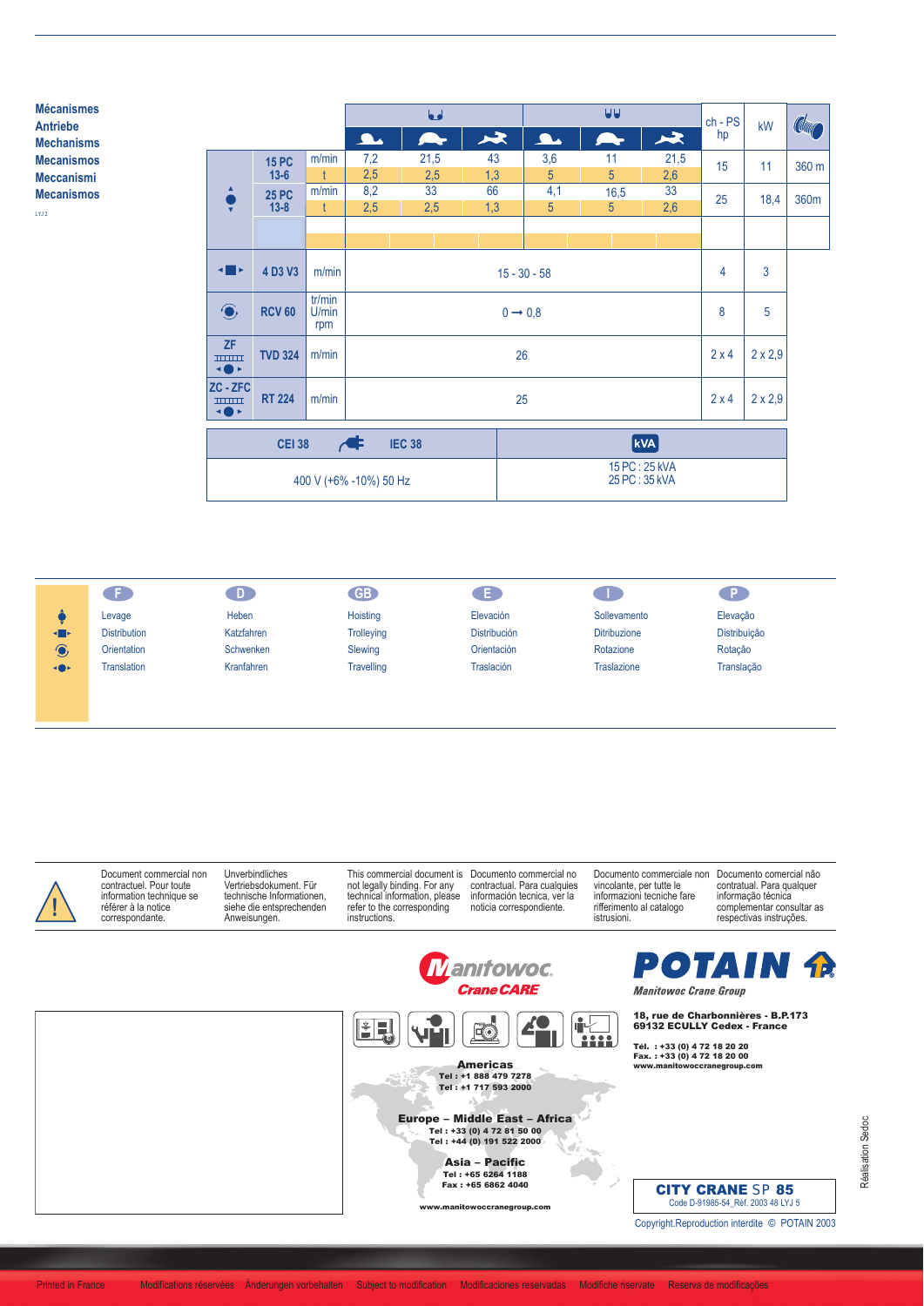**Mécanismes**
**Antriebe**
**Mechanisms**
**Mecanismos**
**Meccanismi**
**Mecanismos**

LYJ 2

| | | | (1 fall) | | | (2 falls) | | | ch - PS hp | kW | |
|---|---|---|---|---|---|---|---|---|---|---|---|
| | | | | | | | | | | | |
| Hoisting | 15 PC 13-6 | m/min | 7,2 | 21,5 | 43 | 3,6 | 11 | 21,5 | 15 | 11 | 360 m |
| | | t | 2,5 | 2,5 | 1,3 | 5 | 5 | 2,6 | | | |
| | 25 PC 13-8 | m/min | 8,2 | 33 | 66 | 4,1 | 16,5 | 33 | 25 | 18,4 | 360m |
| | | t | 2,5 | 2,5 | 1,3 | 5 | 5 | 2,6 | | | |
| Trolleying | 4 D3 V3 | m/min | 15 - 30 - 58 | | | | | | 4 | 3 | |
| Slewing | RCV 60 | tr/min U/min rpm | 0 → 0,8 | | | | | | 8 | 5 | |
| ZF | TVD 324 | m/min | 26 | | | | | | 2 x 4 | 2 x 2,9 | |
| ZC - ZFC | RT 224 | m/min | 25 | | | | | | 2 x 4 | 2 x 2,9 | |

| CEI 38 IEC 38 | kVA |
|---|---|
| 400 V (+6% -10%) 50 Hz | 15 PC : 25 kVA<br>25 PC : 35 kVA |

| F | D | GB | E | I | P |
|---|---|---|---|---|---|
| Levage | Heben | Hoisting | Elevación | Sollevamento | Elevação |
| Distribution | Katzfahren | Trolleying | Distribución | Ditribuzione | Distribuição |
| Orientation | Schwenken | Slewing | Orientación | Rotazione | Rotação |
| Translation | Kranfahren | Travelling | Traslación | Traslazione | Translação |

Document commercial non contractuel. Pour toute information technique se référer à la notice correspondante.

Unverbindliches Vertriebsdokument. Für technische Informationen, siehe die entsprechenden Anweisungen.

This commercial document is not legally binding. For any technical information, please refer to the corresponding instructions.

Documento commercial no contractual. Para cualquies información tecnica, ver la noticia correspondiente.

Documento commerciale non vincolante, per tutte le informazioni tecniche fare rifferimento al catalogo istrusioni.

Documento comercial não contratual. Para qualquer informação técnica complementar consultar as respectivas instruções.

**Manitowoc Crane CARE**

**Americas**
Tel : +1 888 479 7278
Tel : +1 717 593 2000

**Europe – Middle East – Africa**
Tel : +33 (0) 4 72 81 50 00
Tel : +44 (0) 191 522 2000

**Asia – Pacific**
Tel : +65 6264 1188
Fax : +65 6862 4040

www.manitowoccranegroup.com

**POTAIN**
*Manitowoc Crane Group*

**18, rue de Charbonnières - B.P.173**
**69132 ECULLY Cedex - France**

Tél. : +33 (0) 4 72 18 20 20
Fax. : +33 (0) 4 72 18 20 00
www.manitowoccranegroup.com

**CITY CRANE SP 85**
Code D-91985-54_Réf. 2003 48 LYJ 5

Copyright.Reproduction interdite © POTAIN 2003

Réalisation Sedoc

Printed in France Modifications réservées Änderungen vorbehalten Subject to modification Modificaciones reservadas Modifiche riservate Reserva de modificações